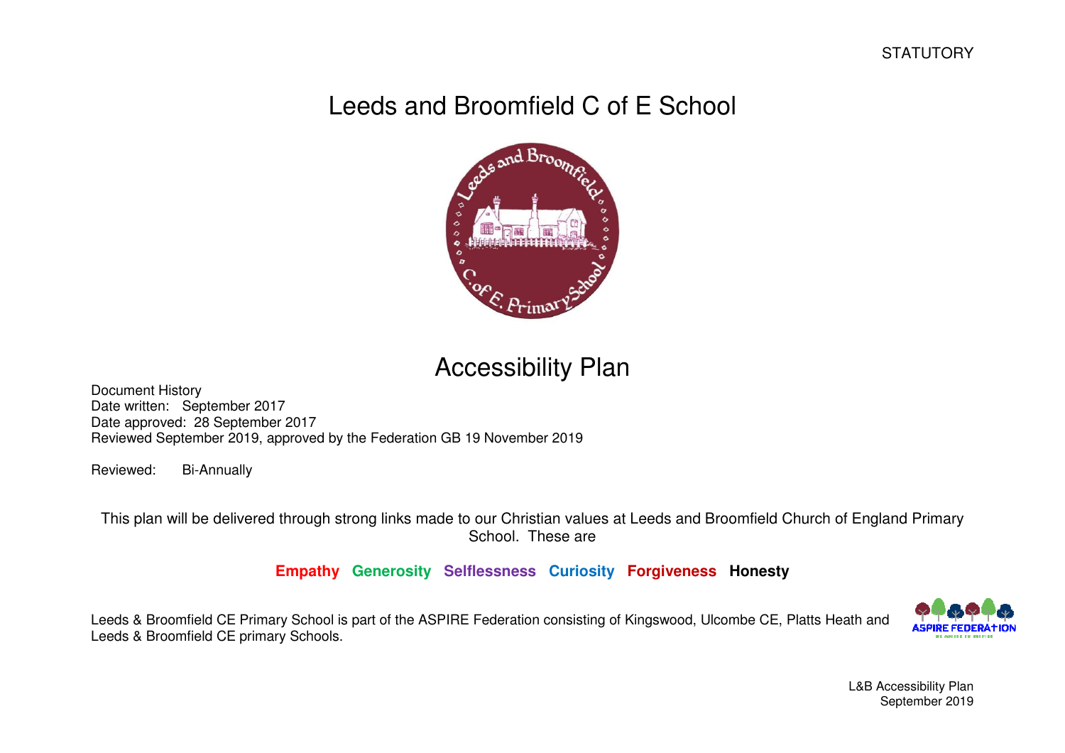STATUTORY

# Leeds and Broomfield C of E School

## Accessibility Plan

Document History
Date written: September 2017
Date approved: 28 September 2017
Reviewed September 2019, approved by the Federation GB 19 November 2019

Reviewed: Bi-Annually

This plan will be delivered through strong links made to our Christian values at Leeds and Broomfield Church of England Primary School. These are

**Empathy Generosity Selflessness Curiosity Forgiveness Honesty**

Leeds & Broomfield CE Primary School is part of the ASPIRE Federation consisting of Kingswood, Ulcombe CE, Platts Heath and Leeds & Broomfield CE primary Schools.

L&B Accessibility Plan
September 2019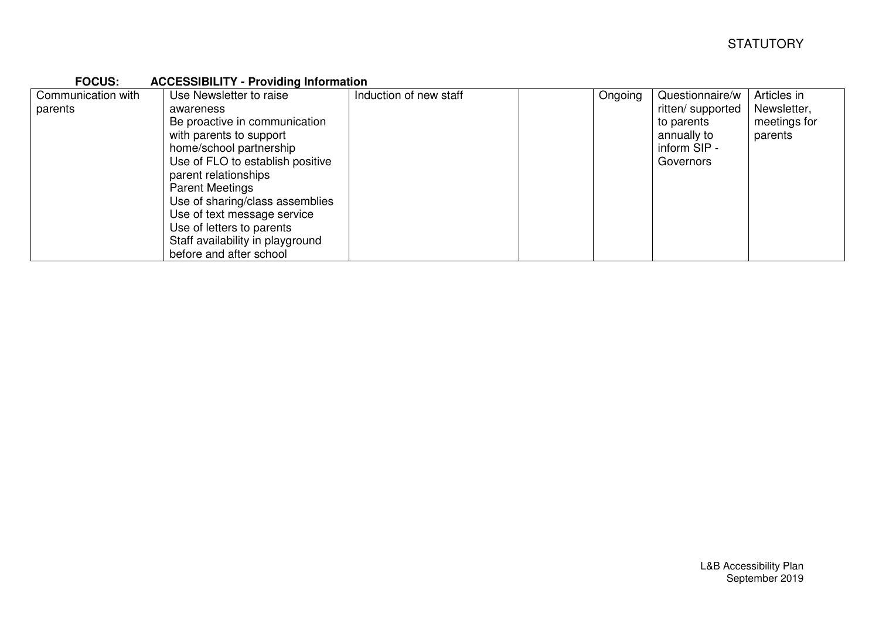**FOCUS: ACCESSIBILITY - Providing Information**

| | | | | | | |
|---|---|---|---|---|---|---|
| Communication with parents | Use Newsletter to raise awareness<br>Be proactive in communication with parents to support home/school partnership<br>Use of FLO to establish positive parent relationships<br>Parent Meetings<br>Use of sharing/class assemblies<br>Use of text message service<br>Use of letters to parents<br>Staff availability in playground before and after school | Induction of new staff | | Ongoing | Questionnaire/written/ supported to parents annually to inform SIP - Governors | Articles in Newsletter, meetings for parents |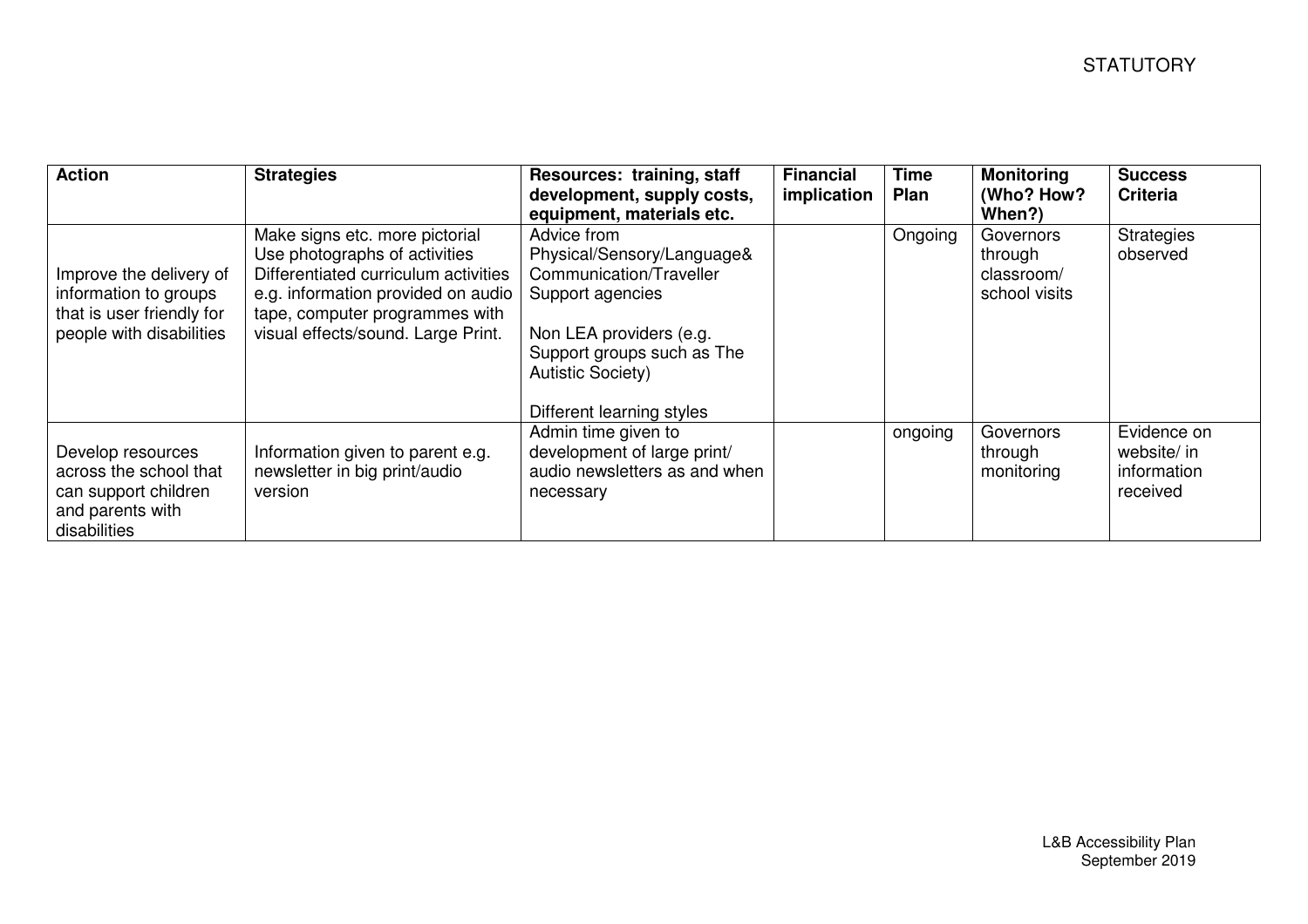| Action | Strategies | Resources: training, staff development, supply costs, equipment, materials etc. | Financial implication | Time Plan | Monitoring (Who? How? When?) | Success Criteria |
|---|---|---|---|---|---|---|
| Improve the delivery of information to groups that is user friendly for people with disabilities | Make signs etc. more pictorial<br>Use photographs of activities<br>Differentiated curriculum activities e.g. information provided on audio tape, computer programmes with visual effects/sound. Large Print. | Advice from Physical/Sensory/Language& Communication/Traveller Support agencies<br><br>Non LEA providers (e.g. Support groups such as The Autistic Society)<br><br>Different learning styles | | Ongoing | Governors through classroom/ school visits | Strategies observed |
| Develop resources across the school that can support children and parents with disabilities | Information given to parent e.g. newsletter in big print/audio version | Admin time given to development of large print/ audio newsletters as and when necessary | | ongoing | Governors through monitoring | Evidence on website/ in information received |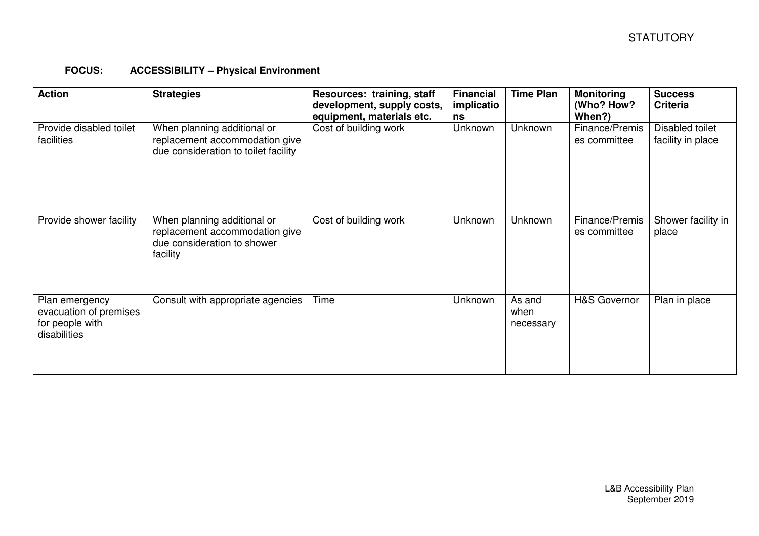**FOCUS: ACCESSIBILITY – Physical Environment**

| Action | Strategies | Resources: training, staff development, supply costs, equipment, materials etc. | Financial implications | Time Plan | Monitoring (Who? How? When?) | Success Criteria |
|---|---|---|---|---|---|---|
| Provide disabled toilet facilities | When planning additional or replacement accommodation give due consideration to toilet facility | Cost of building work | Unknown | Unknown | Finance/Premises committee | Disabled toilet facility in place |
| Provide shower facility | When planning additional or replacement accommodation give due consideration to shower facility | Cost of building work | Unknown | Unknown | Finance/Premises committee | Shower facility in place |
| Plan emergency evacuation of premises for people with disabilities | Consult with appropriate agencies | Time | Unknown | As and when necessary | H&S Governor | Plan in place |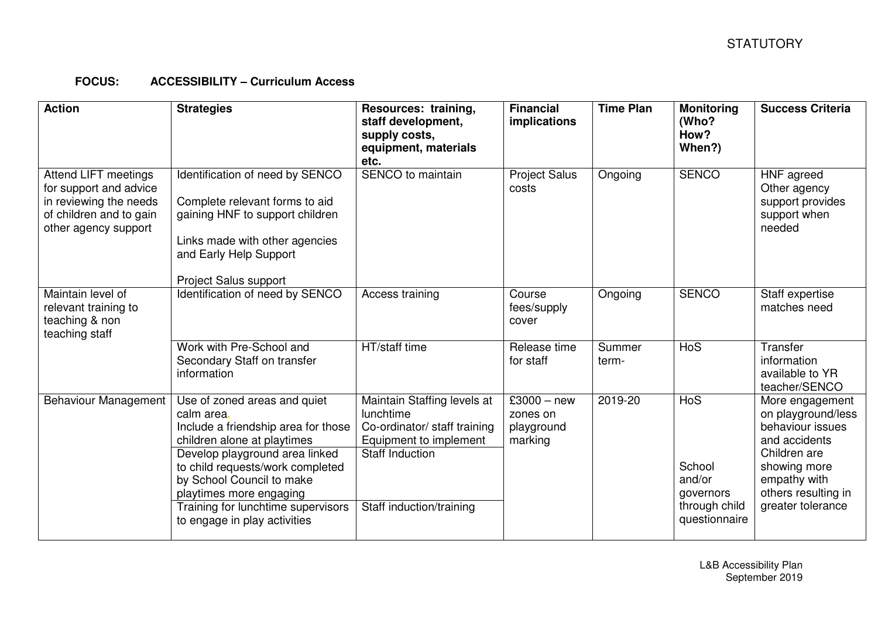STATUTORY

**FOCUS: ACCESSIBILITY – Curriculum Access**

| Action | Strategies | Resources: training, staff development, supply costs, equipment, materials etc. | Financial implications | Time Plan | Monitoring (Who? How? When?) | Success Criteria |
|---|---|---|---|---|---|---|
| Attend LIFT meetings for support and advice in reviewing the needs of children and to gain other agency support | Identification of need by SENCO<br><br>Complete relevant forms to aid gaining HNF to support children<br><br>Links made with other agencies and Early Help Support<br><br>Project Salus support | SENCO to maintain | Project Salus costs | Ongoing | SENCO | HNF agreed<br>Other agency support provides support when needed |
| Maintain level of relevant training to teaching & non teaching staff | Identification of need by SENCO | Access training | Course fees/supply cover | Ongoing | SENCO | Staff expertise matches need |
| | Work with Pre-School and Secondary Staff on transfer information | HT/staff time | Release time for staff | Summer term- | HoS | Transfer information available to YR teacher/SENCO |
| Behaviour Management | Use of zoned areas and quiet calm area.<br>Include a friendship area for those children alone at playtimes | Maintain Staffing levels at lunchtime<br>Co-ordinator/ staff training<br>Equipment to implement | £3000 – new zones on playground marking | 2019-20 | HoS | More engagement on playground/less behaviour issues and accidents<br>Children are showing more empathy with others resulting in greater tolerance |
| | Develop playground area linked to child requests/work completed by School Council to make playtimes more engaging | Staff Induction | | | School and/or governors through child questionnaire | |
| | Training for lunchtime supervisors to engage in play activities | Staff induction/training | | | | |

L&B Accessibility Plan
September 2019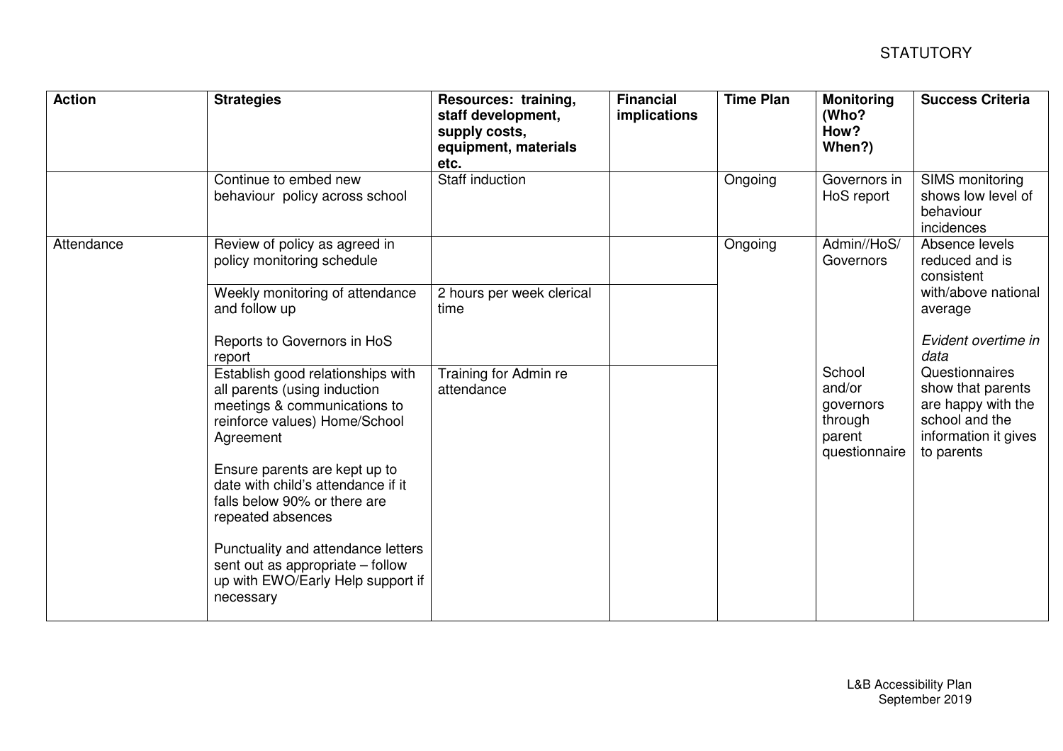STATUTORY

| Action | Strategies | Resources: training, staff development, supply costs, equipment, materials etc. | Financial implications | Time Plan | Monitoring (Who? How? When?) | Success Criteria |
|---|---|---|---|---|---|---|
| | Continue to embed new behaviour policy across school | Staff induction | | Ongoing | Governors in HoS report | SIMS monitoring shows low level of behaviour incidences |
| Attendance | Review of policy as agreed in policy monitoring schedule | | | Ongoing | Admin//HoS/ Governors | Absence levels reduced and is consistent with/above national average<br><br>*Evident overtime in data* |
| | Weekly monitoring of attendance and follow up<br><br>Reports to Governors in HoS report | 2 hours per week clerical time | | | | |
| | Establish good relationships with all parents (using induction meetings & communications to reinforce values) Home/School Agreement<br><br>Ensure parents are kept up to date with child's attendance if it falls below 90% or there are repeated absences<br><br>Punctuality and attendance letters sent out as appropriate – follow up with EWO/Early Help support if necessary | Training for Admin re attendance | | | School and/or governors through parent questionnaire | Questionnaires show that parents are happy with the school and the information it gives to parents |

L&B Accessibility Plan
September 2019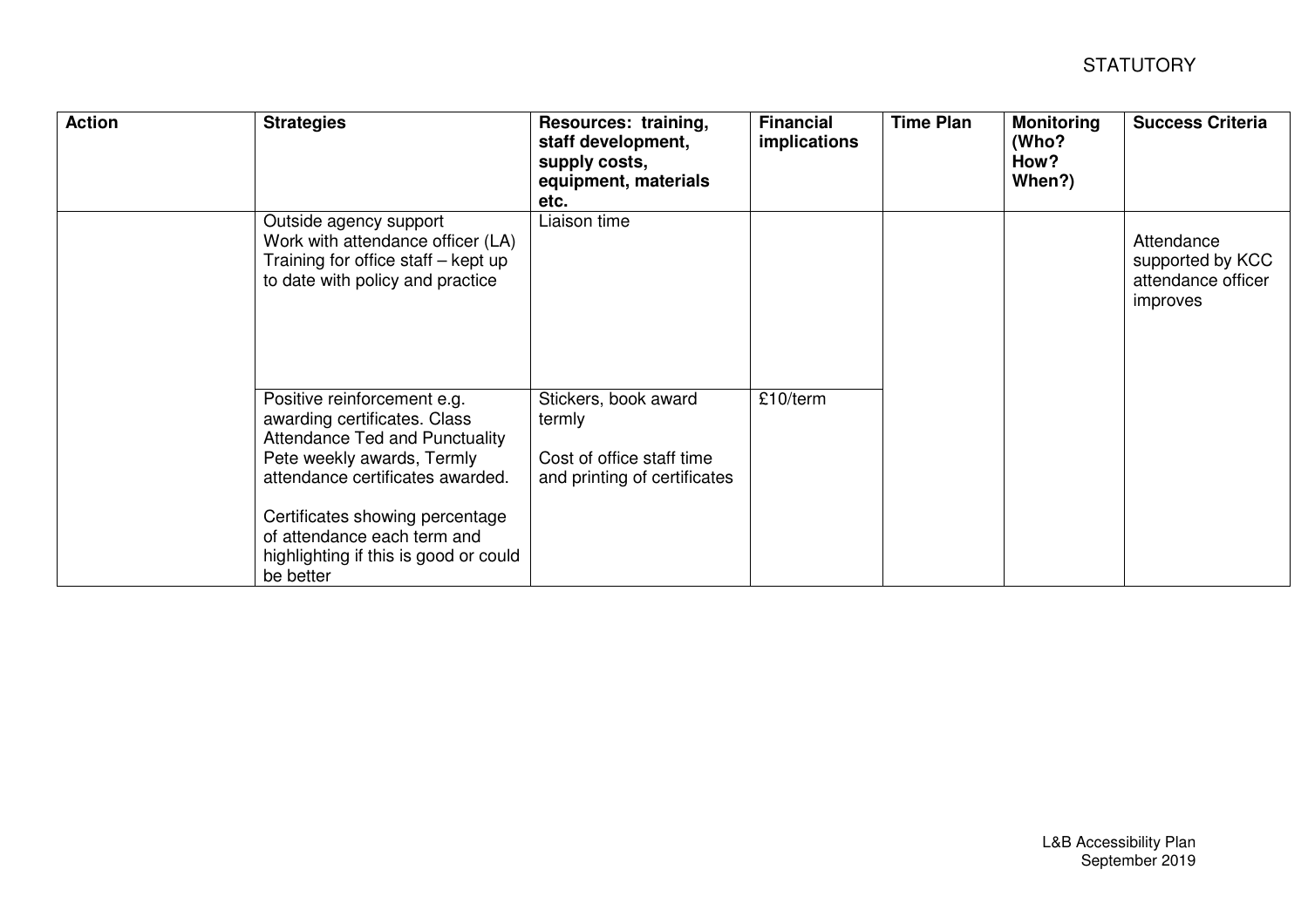STATUTORY

| Action | Strategies | Resources: training, staff development, supply costs, equipment, materials etc. | Financial implications | Time Plan | Monitoring (Who? How? When?) | Success Criteria |
|---|---|---|---|---|---|---|
| | Outside agency support<br>Work with attendance officer (LA)<br>Training for office staff – kept up to date with policy and practice | Liaison time | | | | Attendance supported by KCC attendance officer improves |
| | Positive reinforcement e.g. awarding certificates. Class Attendance Ted and Punctuality Pete weekly awards, Termly attendance certificates awarded.<br><br>Certificates showing percentage of attendance each term and highlighting if this is good or could be better | Stickers, book award termly<br><br>Cost of office staff time and printing of certificates | £10/term | | | |

L&B Accessibility Plan
September 2019